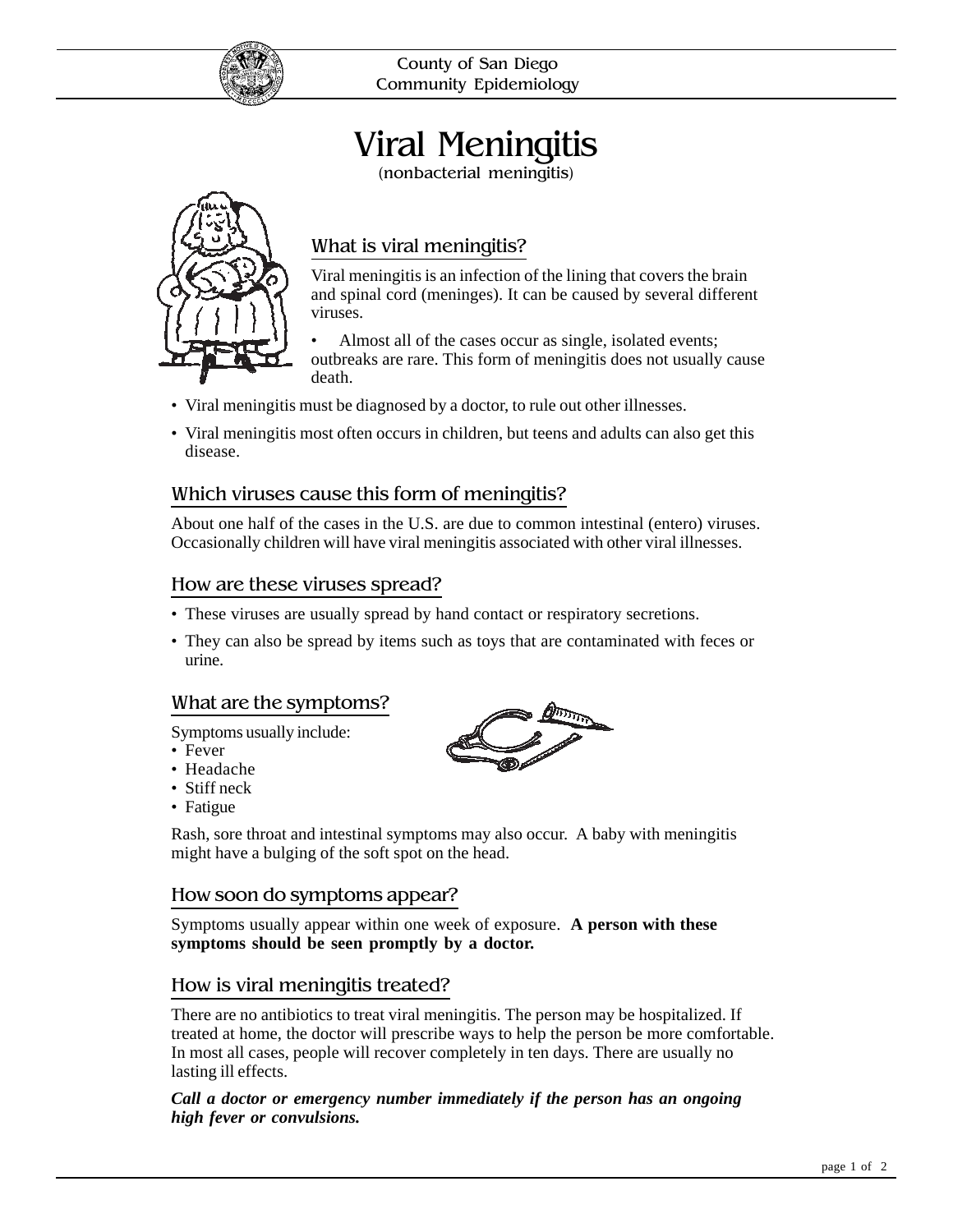County of San Diego
Community Epidemiology

# Viral Meningitis

(nonbacterial meningitis)

## What is viral meningitis?

Viral meningitis is an infection of the lining that covers the brain and spinal cord (meninges). It can be caused by several different viruses.

- Almost all of the cases occur as single, isolated events; outbreaks are rare. This form of meningitis does not usually cause death.
- Viral meningitis must be diagnosed by a doctor, to rule out other illnesses.
- Viral meningitis most often occurs in children, but teens and adults can also get this disease.

## Which viruses cause this form of meningitis?

About one half of the cases in the U.S. are due to common intestinal (entero) viruses. Occasionally children will have viral meningitis associated with other viral illnesses.

## How are these viruses spread?

- These viruses are usually spread by hand contact or respiratory secretions.
- They can also be spread by items such as toys that are contaminated with feces or urine.

## What are the symptoms?

Symptoms usually include:

- Fever
- Headache
- Stiff neck
- Fatigue

Rash, sore throat and intestinal symptoms may also occur. A baby with meningitis might have a bulging of the soft spot on the head.

## How soon do symptoms appear?

Symptoms usually appear within one week of exposure. **A person with these symptoms should be seen promptly by a doctor.**

## How is viral meningitis treated?

There are no antibiotics to treat viral meningitis. The person may be hospitalized. If treated at home, the doctor will prescribe ways to help the person be more comfortable. In most all cases, people will recover completely in ten days. There are usually no lasting ill effects.

***Call a doctor or emergency number immediately if the person has an ongoing high fever or convulsions.***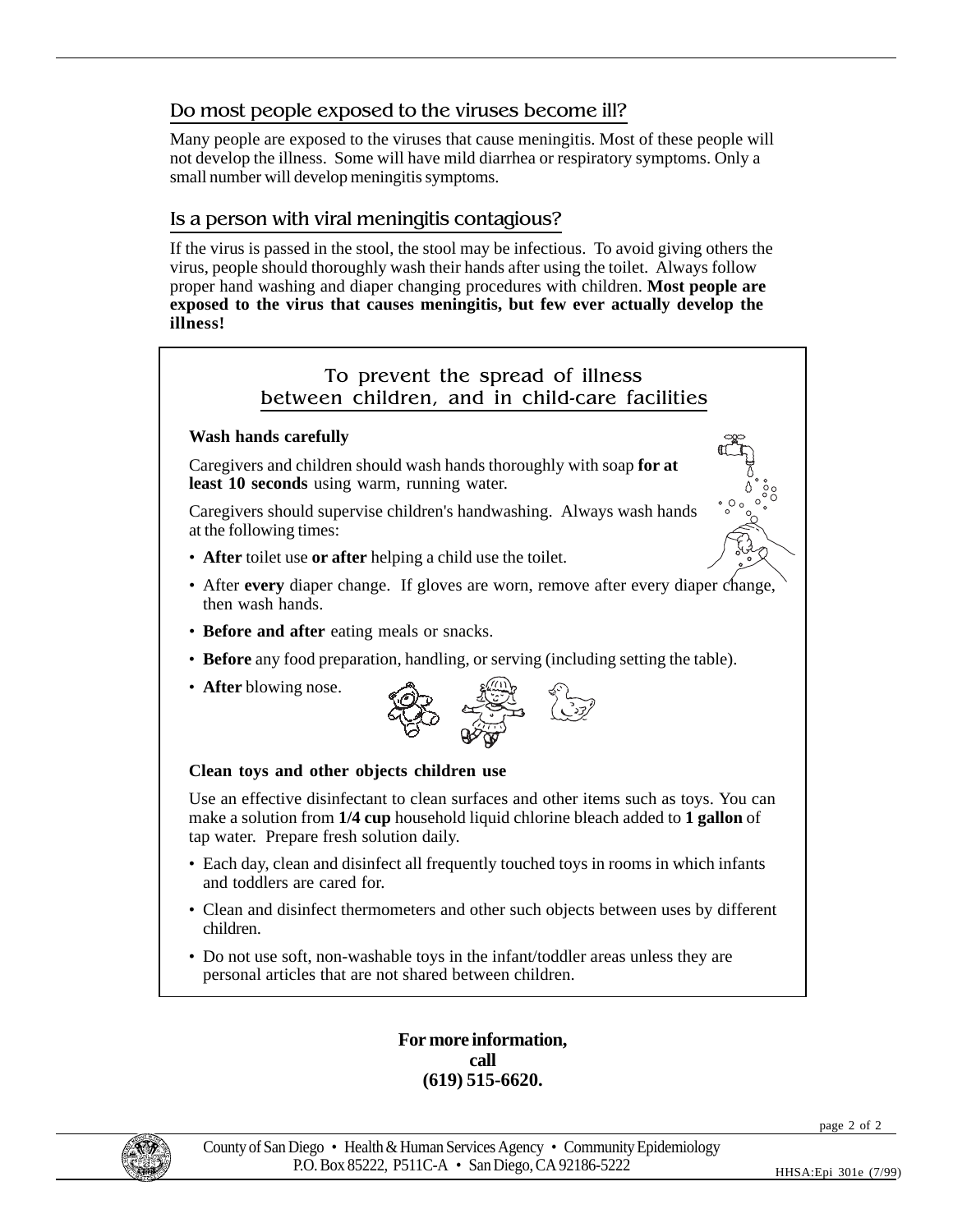## Do most people exposed to the viruses become ill?

Many people are exposed to the viruses that cause meningitis. Most of these people will not develop the illness. Some will have mild diarrhea or respiratory symptoms. Only a small number will develop meningitis symptoms.

## Is a person with viral meningitis contagious?

If the virus is passed in the stool, the stool may be infectious. To avoid giving others the virus, people should thoroughly wash their hands after using the toilet. Always follow proper hand washing and diaper changing procedures with children. **Most people are exposed to the virus that causes meningitis, but few ever actually develop the illness!**

## To prevent the spread of illness between children, and in child-care facilities

**Wash hands carefully**

Caregivers and children should wash hands thoroughly with soap **for at least 10 seconds** using warm, running water.

Caregivers should supervise children's handwashing. Always wash hands at the following times:

- **After** toilet use **or after** helping a child use the toilet.
- After **every** diaper change. If gloves are worn, remove after every diaper change, then wash hands.
- **Before and after** eating meals or snacks.
- **Before** any food preparation, handling, or serving (including setting the table).
- **After** blowing nose.

**Clean toys and other objects children use**

Use an effective disinfectant to clean surfaces and other items such as toys. You can make a solution from **1/4 cup** household liquid chlorine bleach added to **1 gallon** of tap water. Prepare fresh solution daily.

- Each day, clean and disinfect all frequently touched toys in rooms in which infants and toddlers are cared for.
- Clean and disinfect thermometers and other such objects between uses by different children.
- Do not use soft, non-washable toys in the infant/toddler areas unless they are personal articles that are not shared between children.

**For more information, call (619) 515-6620.**

County of San Diego • Health & Human Services Agency • Community Epidemiology
P.O. Box 85222, P511C-A • San Diego, CA 92186-5222

HHSA:Epi 301e (7/99)